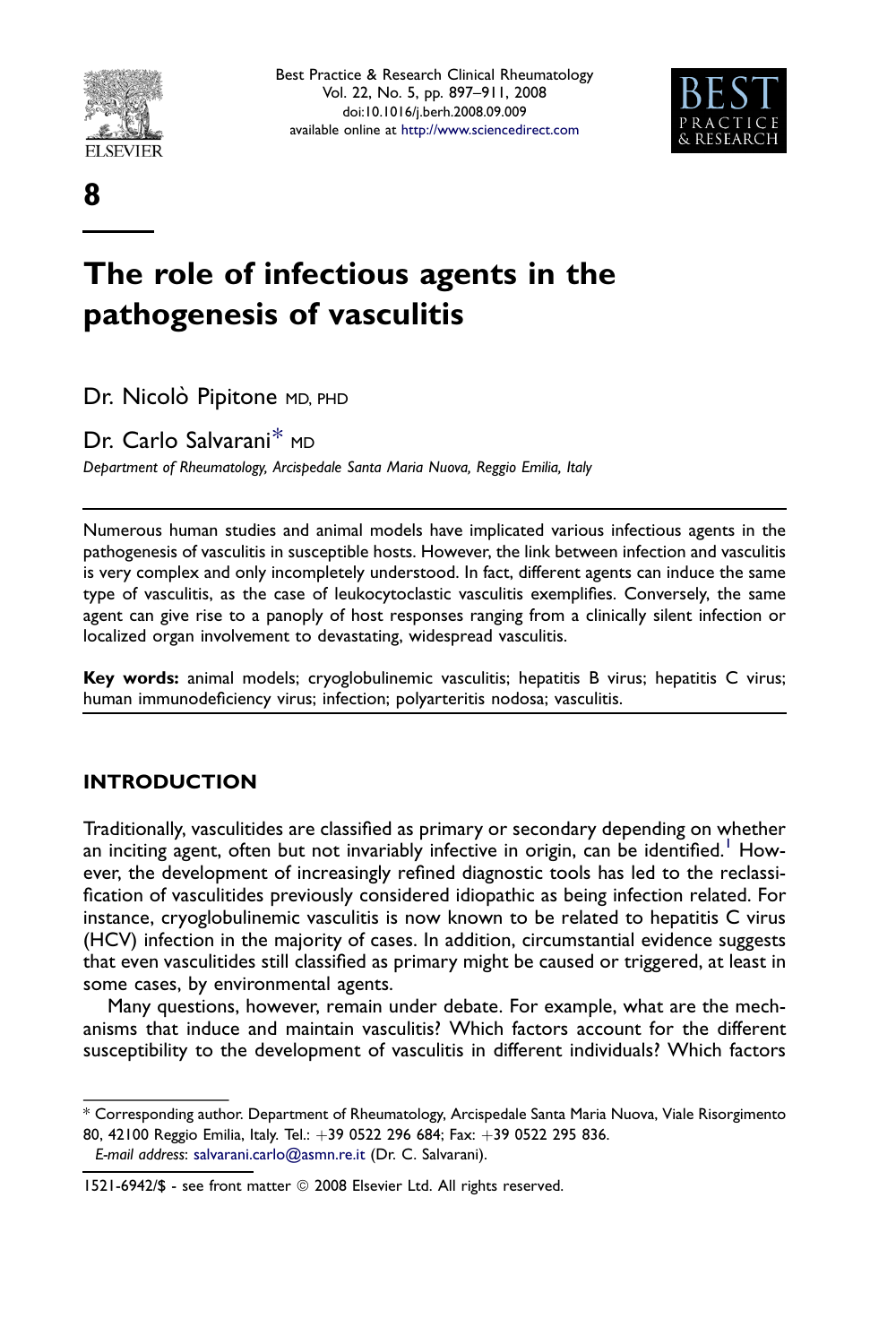8

# The role of infectious agents in the pathogenesis of vasculitis

Dr. Nicolò Pipitone MD, PHD

Dr. Carlo Salvarani* MD

*Department of Rheumatology, Arcispedale Santa Maria Nuova, Reggio Emilia, Italy*

Numerous human studies and animal models have implicated various infectious agents in the pathogenesis of vasculitis in susceptible hosts. However, the link between infection and vasculitis is very complex and only incompletely understood. In fact, different agents can induce the same type of vasculitis, as the case of leukocytoclastic vasculitis exemplifies. Conversely, the same agent can give rise to a panoply of host responses ranging from a clinically silent infection or localized organ involvement to devastating, widespread vasculitis.

**Key words:** animal models; cryoglobulinemic vasculitis; hepatitis B virus; hepatitis C virus; human immunodeficiency virus; infection; polyarteritis nodosa; vasculitis.

## INTRODUCTION

Traditionally, vasculitides are classified as primary or secondary depending on whether an inciting agent, often but not invariably infective in origin, can be identified.[1] However, the development of increasingly refined diagnostic tools has led to the reclassification of vasculitides previously considered idiopathic as being infection related. For instance, cryoglobulinemic vasculitis is now known to be related to hepatitis C virus (HCV) infection in the majority of cases. In addition, circumstantial evidence suggests that even vasculitides still classified as primary might be caused or triggered, at least in some cases, by environmental agents.

Many questions, however, remain under debate. For example, what are the mechanisms that induce and maintain vasculitis? Which factors account for the different susceptibility to the development of vasculitis in different individuals? Which factors

* Corresponding author. Department of Rheumatology, Arcispedale Santa Maria Nuova, Viale Risorgimento 80, 42100 Reggio Emilia, Italy. Tel.: +39 0522 296 684; Fax: +39 0522 295 836.

*E-mail address*: salvarani.carlo@asmn.re.it (Dr. C. Salvarani).

1521-6942/$ - see front matter © 2008 Elsevier Ltd. All rights reserved.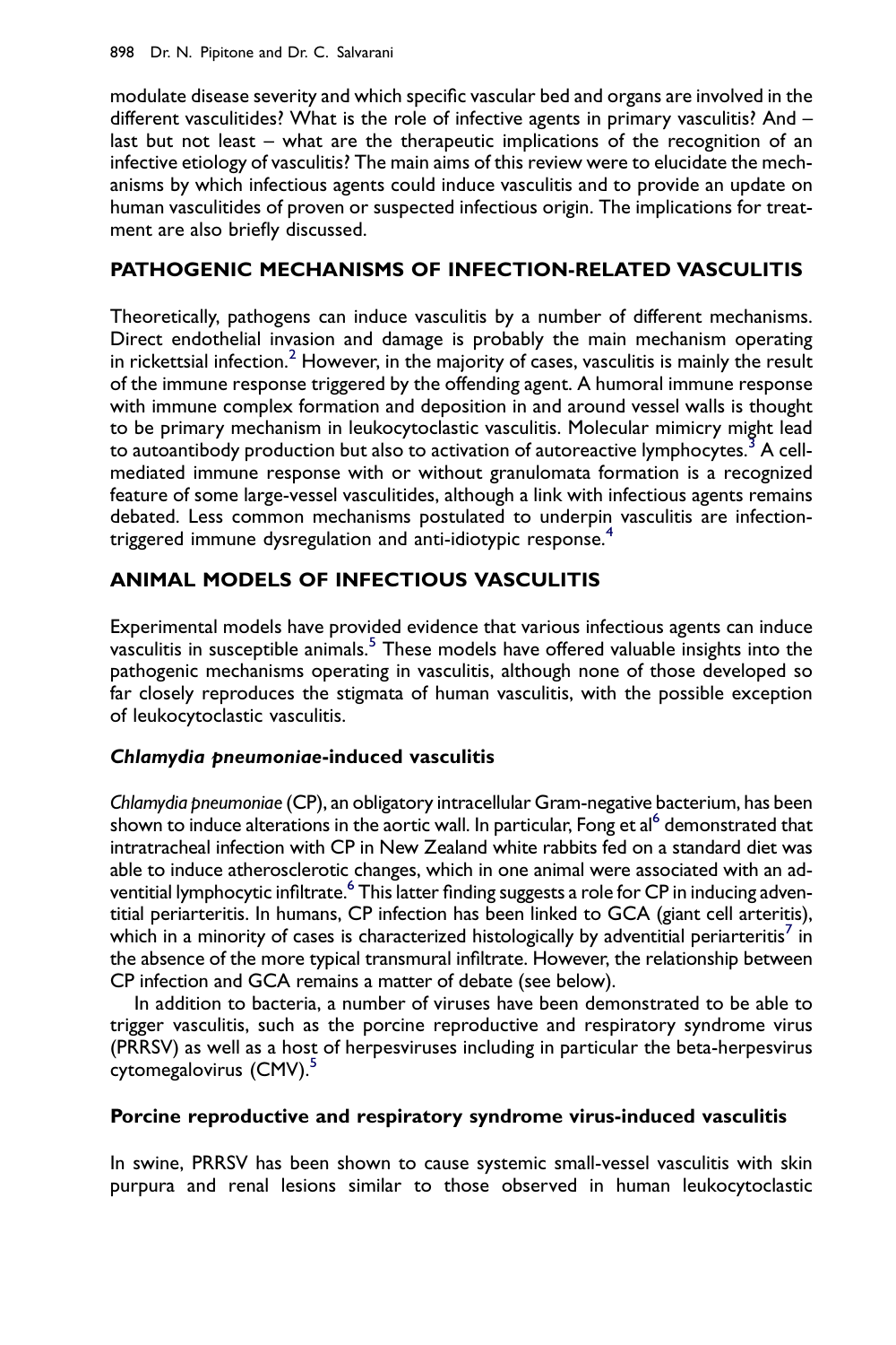modulate disease severity and which specific vascular bed and organs are involved in the different vasculitides? What is the role of infective agents in primary vasculitis? And – last but not least – what are the therapeutic implications of the recognition of an infective etiology of vasculitis? The main aims of this review were to elucidate the mechanisms by which infectious agents could induce vasculitis and to provide an update on human vasculitides of proven or suspected infectious origin. The implications for treatment are also briefly discussed.

## PATHOGENIC MECHANISMS OF INFECTION-RELATED VASCULITIS

Theoretically, pathogens can induce vasculitis by a number of different mechanisms. Direct endothelial invasion and damage is probably the main mechanism operating in rickettsial infection.[2] However, in the majority of cases, vasculitis is mainly the result of the immune response triggered by the offending agent. A humoral immune response with immune complex formation and deposition in and around vessel walls is thought to be primary mechanism in leukocytoclastic vasculitis. Molecular mimicry might lead to autoantibody production but also to activation of autoreactive lymphocytes.[3] A cell-mediated immune response with or without granulomata formation is a recognized feature of some large-vessel vasculitides, although a link with infectious agents remains debated. Less common mechanisms postulated to underpin vasculitis are infection-triggered immune dysregulation and anti-idiotypic response.[4]

## ANIMAL MODELS OF INFECTIOUS VASCULITIS

Experimental models have provided evidence that various infectious agents can induce vasculitis in susceptible animals.[5] These models have offered valuable insights into the pathogenic mechanisms operating in vasculitis, although none of those developed so far closely reproduces the stigmata of human vasculitis, with the possible exception of leukocytoclastic vasculitis.

### *Chlamydia pneumoniae*-induced vasculitis

*Chlamydia pneumoniae* (CP), an obligatory intracellular Gram-negative bacterium, has been shown to induce alterations in the aortic wall. In particular, Fong et al[6] demonstrated that intratracheal infection with CP in New Zealand white rabbits fed on a standard diet was able to induce atherosclerotic changes, which in one animal were associated with an adventitial lymphocytic infiltrate.[6] This latter finding suggests a role for CP in inducing adventitial periarteritis. In humans, CP infection has been linked to GCA (giant cell arteritis), which in a minority of cases is characterized histologically by adventitial periarteritis[7] in the absence of the more typical transmural infiltrate. However, the relationship between CP infection and GCA remains a matter of debate (see below).

In addition to bacteria, a number of viruses have been demonstrated to be able to trigger vasculitis, such as the porcine reproductive and respiratory syndrome virus (PRRSV) as well as a host of herpesviruses including in particular the beta-herpesvirus cytomegalovirus (CMV).[5]

### Porcine reproductive and respiratory syndrome virus-induced vasculitis

In swine, PRRSV has been shown to cause systemic small-vessel vasculitis with skin purpura and renal lesions similar to those observed in human leukocytoclastic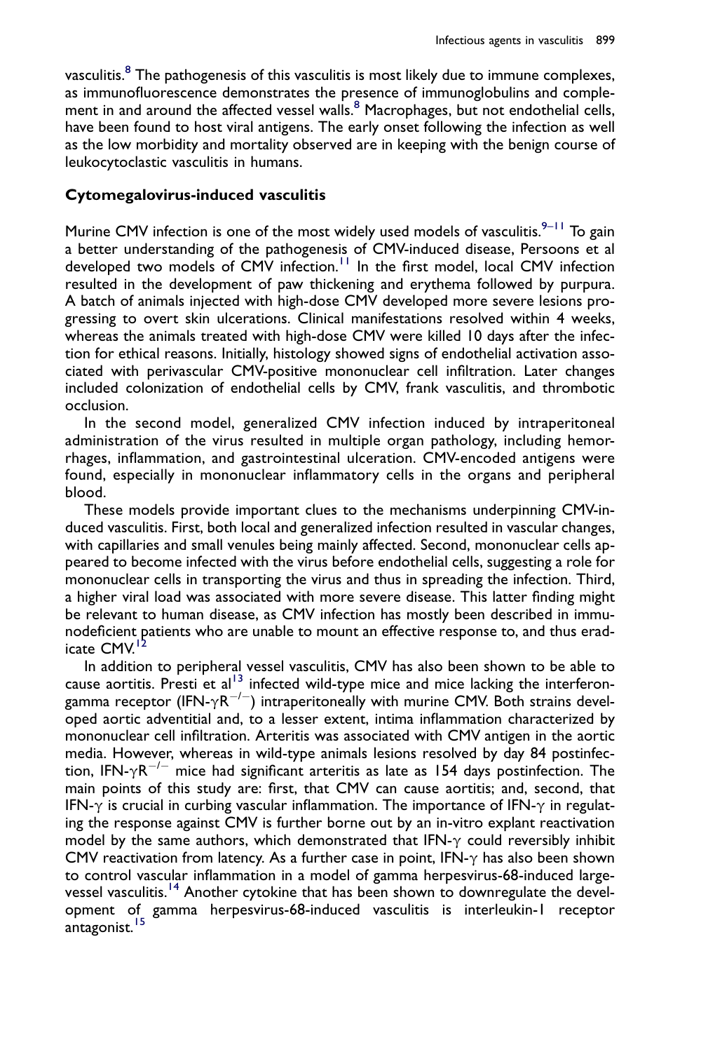vasculitis.[8] The pathogenesis of this vasculitis is most likely due to immune complexes, as immunofluorescence demonstrates the presence of immunoglobulins and complement in and around the affected vessel walls.[8] Macrophages, but not endothelial cells, have been found to host viral antigens. The early onset following the infection as well as the low morbidity and mortality observed are in keeping with the benign course of leukocytoclastic vasculitis in humans.

### Cytomegalovirus-induced vasculitis

Murine CMV infection is one of the most widely used models of vasculitis.[9–11] To gain a better understanding of the pathogenesis of CMV-induced disease, Persoons et al developed two models of CMV infection.[11] In the first model, local CMV infection resulted in the development of paw thickening and erythema followed by purpura. A batch of animals injected with high-dose CMV developed more severe lesions progressing to overt skin ulcerations. Clinical manifestations resolved within 4 weeks, whereas the animals treated with high-dose CMV were killed 10 days after the infection for ethical reasons. Initially, histology showed signs of endothelial activation associated with perivascular CMV-positive mononuclear cell infiltration. Later changes included colonization of endothelial cells by CMV, frank vasculitis, and thrombotic occlusion.

In the second model, generalized CMV infection induced by intraperitoneal administration of the virus resulted in multiple organ pathology, including hemorrhages, inflammation, and gastrointestinal ulceration. CMV-encoded antigens were found, especially in mononuclear inflammatory cells in the organs and peripheral blood.

These models provide important clues to the mechanisms underpinning CMV-induced vasculitis. First, both local and generalized infection resulted in vascular changes, with capillaries and small venules being mainly affected. Second, mononuclear cells appeared to become infected with the virus before endothelial cells, suggesting a role for mononuclear cells in transporting the virus and thus in spreading the infection. Third, a higher viral load was associated with more severe disease. This latter finding might be relevant to human disease, as CMV infection has mostly been described in immunodeficient patients who are unable to mount an effective response to, and thus eradicate CMV.[12]

In addition to peripheral vessel vasculitis, CMV has also been shown to be able to cause aortitis. Presti et al[13] infected wild-type mice and mice lacking the interferon-gamma receptor (IFN-$\gamma R^{-/-}$) intraperitoneally with murine CMV. Both strains developed aortic adventitial and, to a lesser extent, intima inflammation characterized by mononuclear cell infiltration. Arteritis was associated with CMV antigen in the aortic media. However, whereas in wild-type animals lesions resolved by day 84 postinfection, IFN-$\gamma R^{-/-}$ mice had significant arteritis as late as 154 days postinfection. The main points of this study are: first, that CMV can cause aortitis; and, second, that IFN-$\gamma$ is crucial in curbing vascular inflammation. The importance of IFN-$\gamma$ in regulating the response against CMV is further borne out by an in-vitro explant reactivation model by the same authors, which demonstrated that IFN-$\gamma$ could reversibly inhibit CMV reactivation from latency. As a further case in point, IFN-$\gamma$ has also been shown to control vascular inflammation in a model of gamma herpesvirus-68-induced large-vessel vasculitis.[14] Another cytokine that has been shown to downregulate the development of gamma herpesvirus-68-induced vasculitis is interleukin-1 receptor antagonist.[15]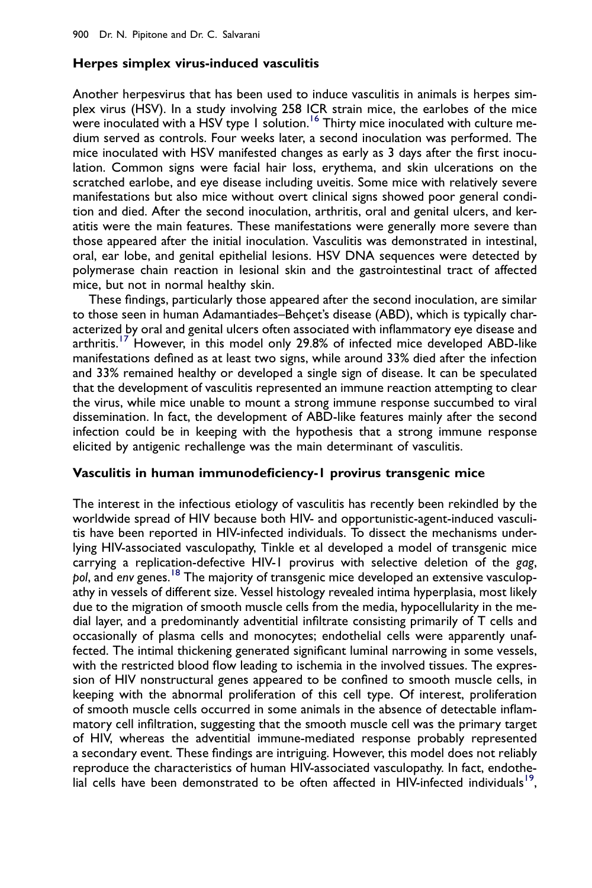### Herpes simplex virus-induced vasculitis

Another herpesvirus that has been used to induce vasculitis in animals is herpes simplex virus (HSV). In a study involving 258 ICR strain mice, the earlobes of the mice were inoculated with a HSV type 1 solution.[16] Thirty mice inoculated with culture medium served as controls. Four weeks later, a second inoculation was performed. The mice inoculated with HSV manifested changes as early as 3 days after the first inoculation. Common signs were facial hair loss, erythema, and skin ulcerations on the scratched earlobe, and eye disease including uveitis. Some mice with relatively severe manifestations but also mice without overt clinical signs showed poor general condition and died. After the second inoculation, arthritis, oral and genital ulcers, and keratitis were the main features. These manifestations were generally more severe than those appeared after the initial inoculation. Vasculitis was demonstrated in intestinal, oral, ear lobe, and genital epithelial lesions. HSV DNA sequences were detected by polymerase chain reaction in lesional skin and the gastrointestinal tract of affected mice, but not in normal healthy skin.

These findings, particularly those appeared after the second inoculation, are similar to those seen in human Adamantiades–Behçet's disease (ABD), which is typically characterized by oral and genital ulcers often associated with inflammatory eye disease and arthritis.[17] However, in this model only 29.8% of infected mice developed ABD-like manifestations defined as at least two signs, while around 33% died after the infection and 33% remained healthy or developed a single sign of disease. It can be speculated that the development of vasculitis represented an immune reaction attempting to clear the virus, while mice unable to mount a strong immune response succumbed to viral dissemination. In fact, the development of ABD-like features mainly after the second infection could be in keeping with the hypothesis that a strong immune response elicited by antigenic rechallenge was the main determinant of vasculitis.

### Vasculitis in human immunodeficiency-1 provirus transgenic mice

The interest in the infectious etiology of vasculitis has recently been rekindled by the worldwide spread of HIV because both HIV- and opportunistic-agent-induced vasculitis have been reported in HIV-infected individuals. To dissect the mechanisms underlying HIV-associated vasculopathy, Tinkle et al developed a model of transgenic mice carrying a replication-defective HIV-1 provirus with selective deletion of the *gag*, *pol*, and *env* genes.[18] The majority of transgenic mice developed an extensive vasculopathy in vessels of different size. Vessel histology revealed intima hyperplasia, most likely due to the migration of smooth muscle cells from the media, hypocellularity in the medial layer, and a predominantly adventitial infiltrate consisting primarily of T cells and occasionally of plasma cells and monocytes; endothelial cells were apparently unaffected. The intimal thickening generated significant luminal narrowing in some vessels, with the restricted blood flow leading to ischemia in the involved tissues. The expression of HIV nonstructural genes appeared to be confined to smooth muscle cells, in keeping with the abnormal proliferation of this cell type. Of interest, proliferation of smooth muscle cells occurred in some animals in the absence of detectable inflammatory cell infiltration, suggesting that the smooth muscle cell was the primary target of HIV, whereas the adventitial immune-mediated response probably represented a secondary event. These findings are intriguing. However, this model does not reliably reproduce the characteristics of human HIV-associated vasculopathy. In fact, endothelial cells have been demonstrated to be often affected in HIV-infected individuals[19],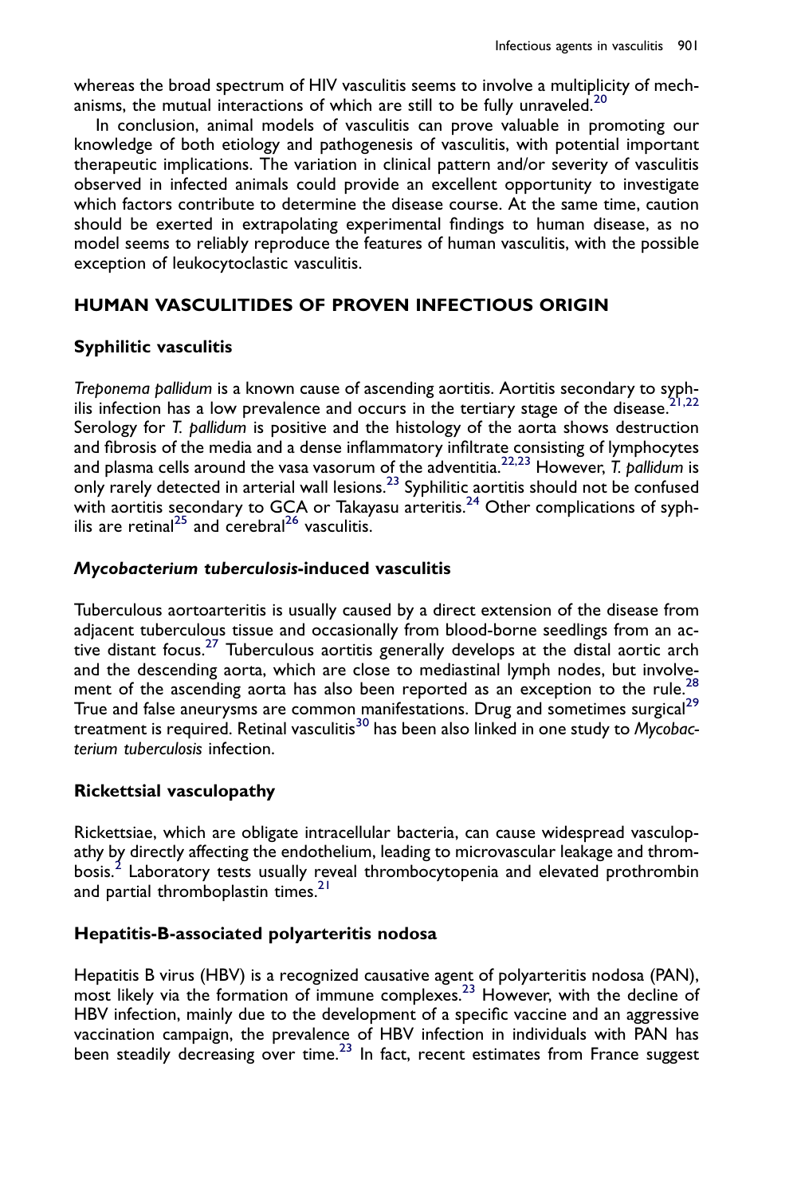whereas the broad spectrum of HIV vasculitis seems to involve a multiplicity of mechanisms, the mutual interactions of which are still to be fully unraveled.[20]

In conclusion, animal models of vasculitis can prove valuable in promoting our knowledge of both etiology and pathogenesis of vasculitis, with potential important therapeutic implications. The variation in clinical pattern and/or severity of vasculitis observed in infected animals could provide an excellent opportunity to investigate which factors contribute to determine the disease course. At the same time, caution should be exerted in extrapolating experimental findings to human disease, as no model seems to reliably reproduce the features of human vasculitis, with the possible exception of leukocytoclastic vasculitis.

## HUMAN VASCULITIDES OF PROVEN INFECTIOUS ORIGIN

### Syphilitic vasculitis

*Treponema pallidum* is a known cause of ascending aortitis. Aortitis secondary to syphilis infection has a low prevalence and occurs in the tertiary stage of the disease.[21,22] Serology for *T. pallidum* is positive and the histology of the aorta shows destruction and fibrosis of the media and a dense inflammatory infiltrate consisting of lymphocytes and plasma cells around the vasa vasorum of the adventitia.[22,23] However, *T. pallidum* is only rarely detected in arterial wall lesions.[23] Syphilitic aortitis should not be confused with aortitis secondary to GCA or Takayasu arteritis.[24] Other complications of syphilis are retinal[25] and cerebral[26] vasculitis.

### *Mycobacterium tuberculosis*-induced vasculitis

Tuberculous aortoarteritis is usually caused by a direct extension of the disease from adjacent tuberculous tissue and occasionally from blood-borne seedlings from an active distant focus.[27] Tuberculous aortitis generally develops at the distal aortic arch and the descending aorta, which are close to mediastinal lymph nodes, but involvement of the ascending aorta has also been reported as an exception to the rule.[28] True and false aneurysms are common manifestations. Drug and sometimes surgical[29] treatment is required. Retinal vasculitis[30] has been also linked in one study to *Mycobacterium tuberculosis* infection.

### Rickettsial vasculopathy

Rickettsiae, which are obligate intracellular bacteria, can cause widespread vasculopathy by directly affecting the endothelium, leading to microvascular leakage and thrombosis.[2] Laboratory tests usually reveal thrombocytopenia and elevated prothrombin and partial thromboplastin times.[21]

### Hepatitis-B-associated polyarteritis nodosa

Hepatitis B virus (HBV) is a recognized causative agent of polyarteritis nodosa (PAN), most likely via the formation of immune complexes.[23] However, with the decline of HBV infection, mainly due to the development of a specific vaccine and an aggressive vaccination campaign, the prevalence of HBV infection in individuals with PAN has been steadily decreasing over time.[23] In fact, recent estimates from France suggest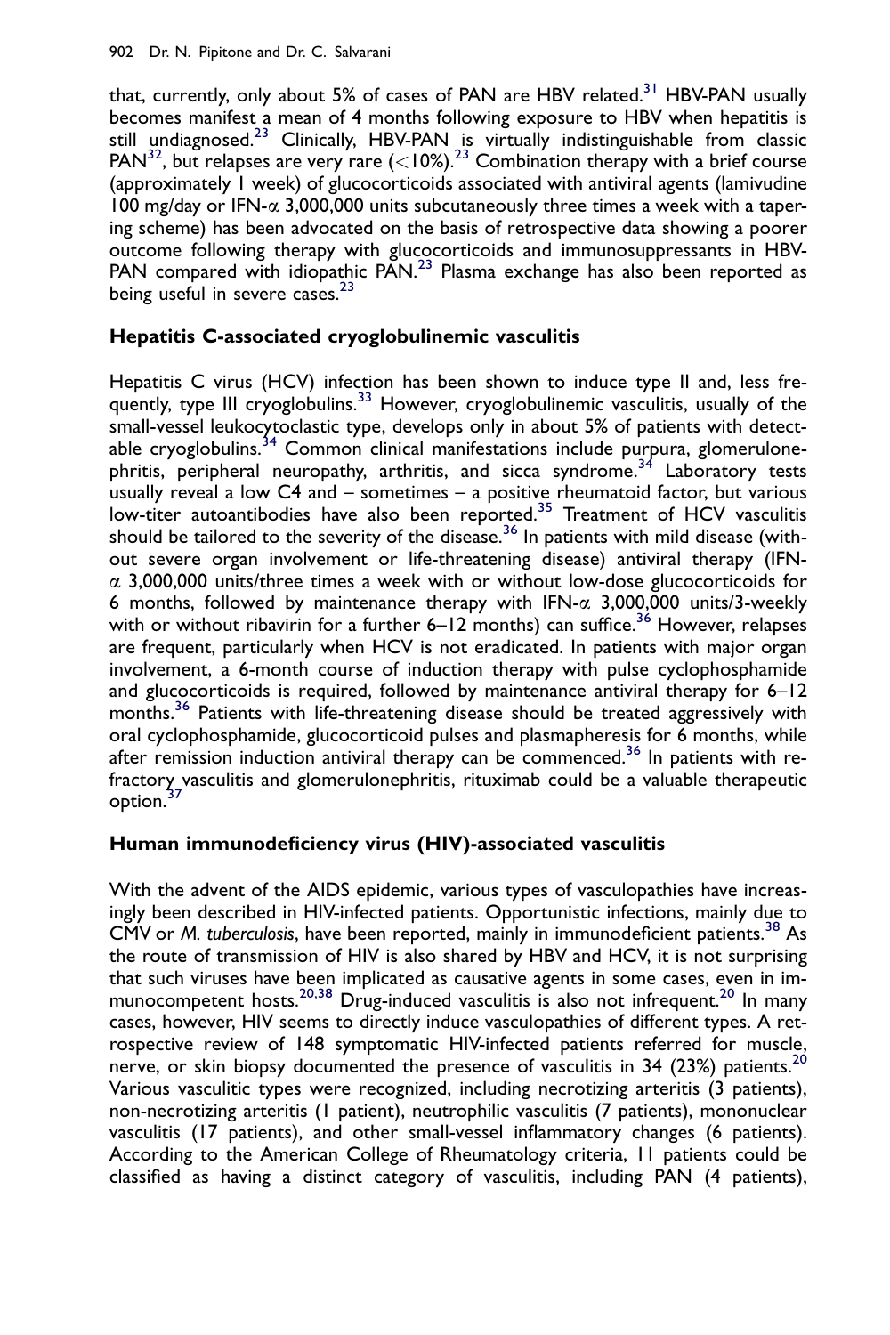that, currently, only about 5% of cases of PAN are HBV related.[31] HBV-PAN usually becomes manifest a mean of 4 months following exposure to HBV when hepatitis is still undiagnosed.[23] Clinically, HBV-PAN is virtually indistinguishable from classic PAN[32], but relapses are very rare (<10%).[23] Combination therapy with a brief course (approximately 1 week) of glucocorticoids associated with antiviral agents (lamivudine 100 mg/day or IFN-$\alpha$ 3,000,000 units subcutaneously three times a week with a tapering scheme) has been advocated on the basis of retrospective data showing a poorer outcome following therapy with glucocorticoids and immunosuppressants in HBV-PAN compared with idiopathic PAN.[23] Plasma exchange has also been reported as being useful in severe cases.[23]

## Hepatitis C-associated cryoglobulinemic vasculitis

Hepatitis C virus (HCV) infection has been shown to induce type II and, less frequently, type III cryoglobulins.[33] However, cryoglobulinemic vasculitis, usually of the small-vessel leukocytoclastic type, develops only in about 5% of patients with detectable cryoglobulins.[34] Common clinical manifestations include purpura, glomerulonephritis, peripheral neuropathy, arthritis, and sicca syndrome.[34] Laboratory tests usually reveal a low C4 and – sometimes – a positive rheumatoid factor, but various low-titer autoantibodies have also been reported.[35] Treatment of HCV vasculitis should be tailored to the severity of the disease.[36] In patients with mild disease (without severe organ involvement or life-threatening disease) antiviral therapy (IFN-$\alpha$ 3,000,000 units/three times a week with or without low-dose glucocorticoids for 6 months, followed by maintenance therapy with IFN-$\alpha$ 3,000,000 units/3-weekly with or without ribavirin for a further 6–12 months) can suffice.[36] However, relapses are frequent, particularly when HCV is not eradicated. In patients with major organ involvement, a 6-month course of induction therapy with pulse cyclophosphamide and glucocorticoids is required, followed by maintenance antiviral therapy for 6–12 months.[36] Patients with life-threatening disease should be treated aggressively with oral cyclophosphamide, glucocorticoid pulses and plasmapheresis for 6 months, while after remission induction antiviral therapy can be commenced.[36] In patients with refractory vasculitis and glomerulonephritis, rituximab could be a valuable therapeutic option.[37]

## Human immunodeficiency virus (HIV)-associated vasculitis

With the advent of the AIDS epidemic, various types of vasculopathies have increasingly been described in HIV-infected patients. Opportunistic infections, mainly due to CMV or *M. tuberculosis*, have been reported, mainly in immunodeficient patients.[38] As the route of transmission of HIV is also shared by HBV and HCV, it is not surprising that such viruses have been implicated as causative agents in some cases, even in immunocompetent hosts.[20,38] Drug-induced vasculitis is also not infrequent.[20] In many cases, however, HIV seems to directly induce vasculopathies of different types. A retrospective review of 148 symptomatic HIV-infected patients referred for muscle, nerve, or skin biopsy documented the presence of vasculitis in 34 (23%) patients.[20] Various vasculitic types were recognized, including necrotizing arteritis (3 patients), non-necrotizing arteritis (1 patient), neutrophilic vasculitis (7 patients), mononuclear vasculitis (17 patients), and other small-vessel inflammatory changes (6 patients). According to the American College of Rheumatology criteria, 11 patients could be classified as having a distinct category of vasculitis, including PAN (4 patients),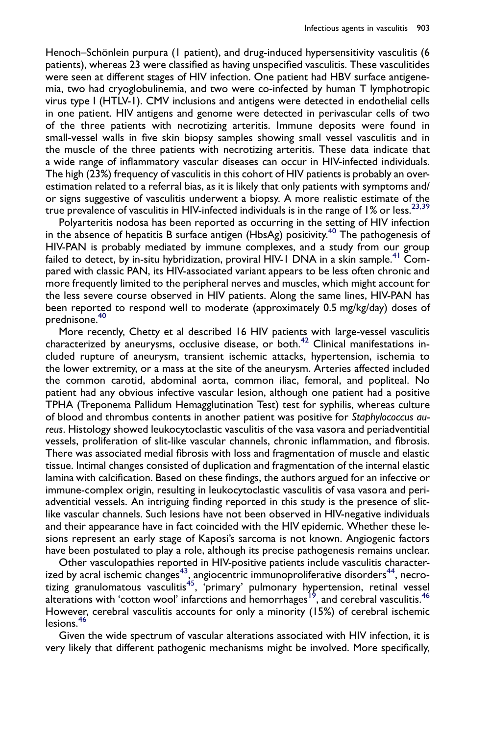Henoch–Schönlein purpura (1 patient), and drug-induced hypersensitivity vasculitis (6 patients), whereas 23 were classified as having unspecified vasculitis. These vasculitides were seen at different stages of HIV infection. One patient had HBV surface antigenemia, two had cryoglobulinemia, and two were co-infected by human T lymphotropic virus type I (HTLV-1). CMV inclusions and antigens were detected in endothelial cells in one patient. HIV antigens and genome were detected in perivascular cells of two of the three patients with necrotizing arteritis. Immune deposits were found in small-vessel walls in five skin biopsy samples showing small vessel vasculitis and in the muscle of the three patients with necrotizing arteritis. These data indicate that a wide range of inflammatory vascular diseases can occur in HIV-infected individuals. The high (23%) frequency of vasculitis in this cohort of HIV patients is probably an overestimation related to a referral bias, as it is likely that only patients with symptoms and/or signs suggestive of vasculitis underwent a biopsy. A more realistic estimate of the true prevalence of vasculitis in HIV-infected individuals is in the range of 1% or less.[23,39]

Polyarteritis nodosa has been reported as occurring in the setting of HIV infection in the absence of hepatitis B surface antigen (HbsAg) positivity.[40] The pathogenesis of HIV-PAN is probably mediated by immune complexes, and a study from our group failed to detect, by in-situ hybridization, proviral HIV-1 DNA in a skin sample.[41] Compared with classic PAN, its HIV-associated variant appears to be less often chronic and more frequently limited to the peripheral nerves and muscles, which might account for the less severe course observed in HIV patients. Along the same lines, HIV-PAN has been reported to respond well to moderate (approximately 0.5 mg/kg/day) doses of prednisone.[40]

More recently, Chetty et al described 16 HIV patients with large-vessel vasculitis characterized by aneurysms, occlusive disease, or both.[42] Clinical manifestations included rupture of aneurysm, transient ischemic attacks, hypertension, ischemia to the lower extremity, or a mass at the site of the aneurysm. Arteries affected included the common carotid, abdominal aorta, common iliac, femoral, and popliteal. No patient had any obvious infective vascular lesion, although one patient had a positive TPHA (Treponema Pallidum Hemagglutination Test) test for syphilis, whereas culture of blood and thrombus contents in another patient was positive for *Staphylococcus aureus*. Histology showed leukocytoclastic vasculitis of the vasa vasora and periadventitial vessels, proliferation of slit-like vascular channels, chronic inflammation, and fibrosis. There was associated medial fibrosis with loss and fragmentation of muscle and elastic tissue. Intimal changes consisted of duplication and fragmentation of the internal elastic lamina with calcification. Based on these findings, the authors argued for an infective or immune-complex origin, resulting in leukocytoclastic vasculitis of vasa vasora and peri-adventitial vessels. An intriguing finding reported in this study is the presence of slit-like vascular channels. Such lesions have not been observed in HIV-negative individuals and their appearance have in fact coincided with the HIV epidemic. Whether these lesions represent an early stage of Kaposi's sarcoma is not known. Angiogenic factors have been postulated to play a role, although its precise pathogenesis remains unclear.

Other vasculopathies reported in HIV-positive patients include vasculitis characterized by acral ischemic changes[43], angiocentric immunoproliferative disorders[44], necrotizing granulomatous vasculitis[45], 'primary' pulmonary hypertension, retinal vessel alterations with 'cotton wool' infarctions and hemorrhages[19], and cerebral vasculitis.[46] However, cerebral vasculitis accounts for only a minority (15%) of cerebral ischemic lesions.[46]

Given the wide spectrum of vascular alterations associated with HIV infection, it is very likely that different pathogenic mechanisms might be involved. More specifically,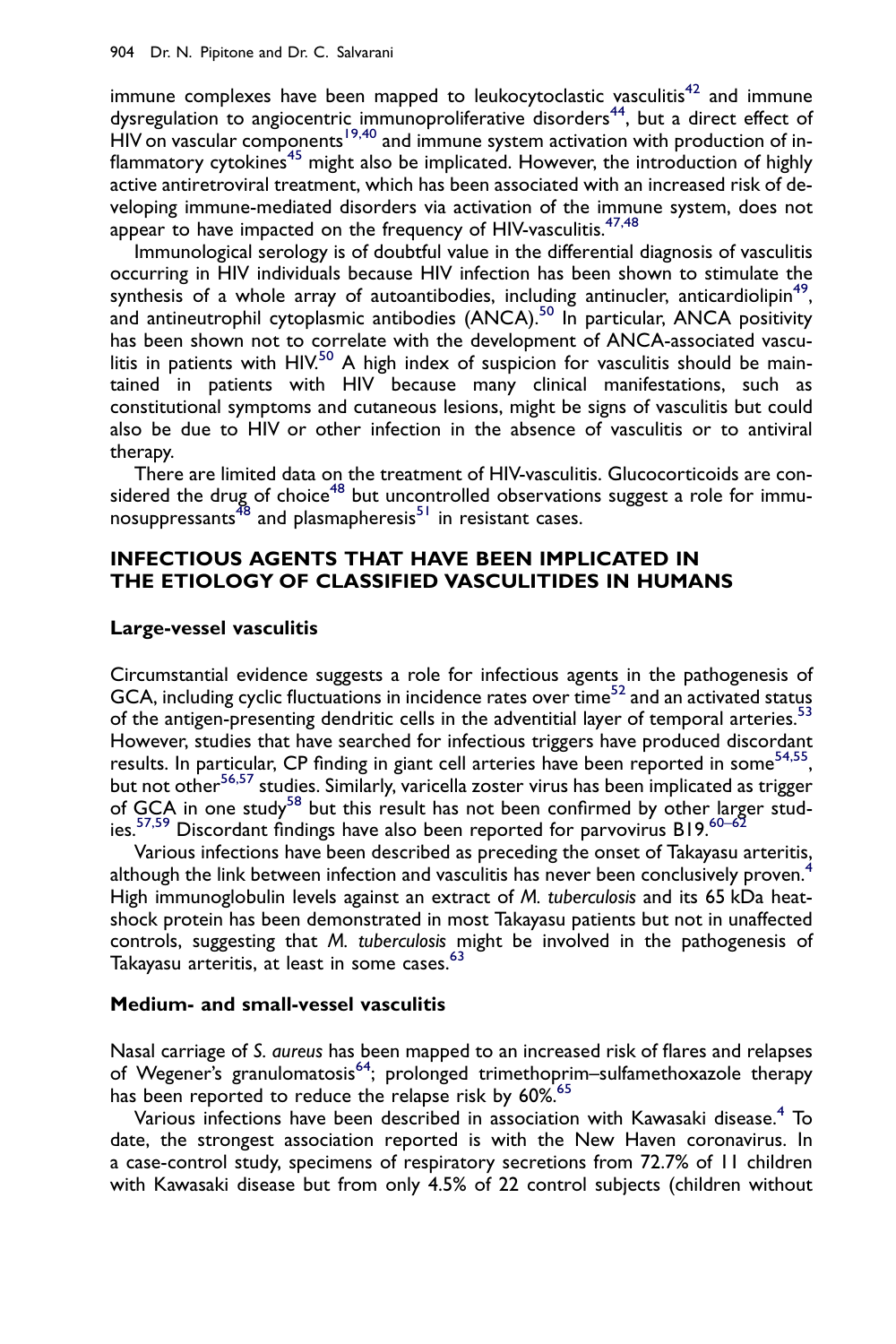immune complexes have been mapped to leukocytoclastic vasculitis[42] and immune dysregulation to angiocentric immunoproliferative disorders[44], but a direct effect of HIV on vascular components[19,40] and immune system activation with production of inflammatory cytokines[45] might also be implicated. However, the introduction of highly active antiretroviral treatment, which has been associated with an increased risk of developing immune-mediated disorders via activation of the immune system, does not appear to have impacted on the frequency of HIV-vasculitis.[47,48]

Immunological serology is of doubtful value in the differential diagnosis of vasculitis occurring in HIV individuals because HIV infection has been shown to stimulate the synthesis of a whole array of autoantibodies, including antinucler, anticardiolipin[49], and antineutrophil cytoplasmic antibodies (ANCA).[50] In particular, ANCA positivity has been shown not to correlate with the development of ANCA-associated vasculitis in patients with HIV.[50] A high index of suspicion for vasculitis should be maintained in patients with HIV because many clinical manifestations, such as constitutional symptoms and cutaneous lesions, might be signs of vasculitis but could also be due to HIV or other infection in the absence of vasculitis or to antiviral therapy.

There are limited data on the treatment of HIV-vasculitis. Glucocorticoids are considered the drug of choice[48] but uncontrolled observations suggest a role for immunosuppressants[48] and plasmapheresis[51] in resistant cases.

## INFECTIOUS AGENTS THAT HAVE BEEN IMPLICATED IN THE ETIOLOGY OF CLASSIFIED VASCULITIDES IN HUMANS

### Large-vessel vasculitis

Circumstantial evidence suggests a role for infectious agents in the pathogenesis of GCA, including cyclic fluctuations in incidence rates over time[52] and an activated status of the antigen-presenting dendritic cells in the adventitial layer of temporal arteries.[53] However, studies that have searched for infectious triggers have produced discordant results. In particular, CP finding in giant cell arteries have been reported in some[54,55], but not other[56,57] studies. Similarly, varicella zoster virus has been implicated as trigger of GCA in one study[58] but this result has not been confirmed by other larger studies.[57,59] Discordant findings have also been reported for parvovirus B19.[60–62]

Various infections have been described as preceding the onset of Takayasu arteritis, although the link between infection and vasculitis has never been conclusively proven.[4] High immunoglobulin levels against an extract of *M. tuberculosis* and its 65 kDa heat-shock protein has been demonstrated in most Takayasu patients but not in unaffected controls, suggesting that *M. tuberculosis* might be involved in the pathogenesis of Takayasu arteritis, at least in some cases.[63]

### Medium- and small-vessel vasculitis

Nasal carriage of *S. aureus* has been mapped to an increased risk of flares and relapses of Wegener's granulomatosis[64]; prolonged trimethoprim–sulfamethoxazole therapy has been reported to reduce the relapse risk by 60%.[65]

Various infections have been described in association with Kawasaki disease.[4] To date, the strongest association reported is with the New Haven coronavirus. In a case-control study, specimens of respiratory secretions from 72.7% of 11 children with Kawasaki disease but from only 4.5% of 22 control subjects (children without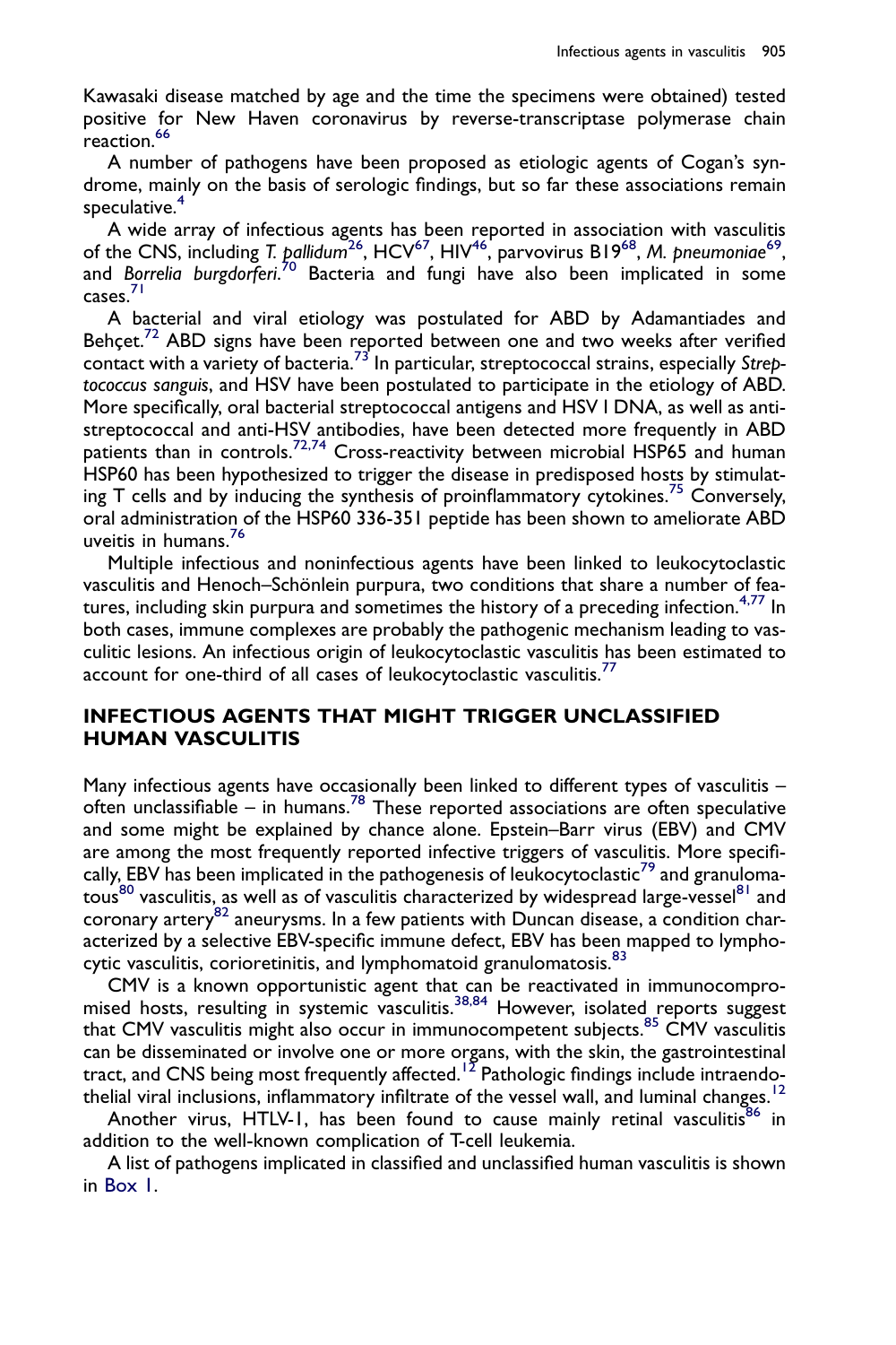Kawasaki disease matched by age and the time the specimens were obtained) tested positive for New Haven coronavirus by reverse-transcriptase polymerase chain reaction.[66]

A number of pathogens have been proposed as etiologic agents of Cogan's syndrome, mainly on the basis of serologic findings, but so far these associations remain speculative.[4]

A wide array of infectious agents has been reported in association with vasculitis of the CNS, including *T. pallidum*[26], HCV[67], HIV[46], parvovirus B19[68], *M. pneumoniae*[69], and *Borrelia burgdorferi*.[70] Bacteria and fungi have also been implicated in some cases.[71]

A bacterial and viral etiology was postulated for ABD by Adamantiades and Behçet.[72] ABD signs have been reported between one and two weeks after verified contact with a variety of bacteria.[73] In particular, streptococcal strains, especially *Streptococcus sanguis*, and HSV have been postulated to participate in the etiology of ABD. More specifically, oral bacterial streptococcal antigens and HSV I DNA, as well as anti-streptococcal and anti-HSV antibodies, have been detected more frequently in ABD patients than in controls.[72,74] Cross-reactivity between microbial HSP65 and human HSP60 has been hypothesized to trigger the disease in predisposed hosts by stimulating T cells and by inducing the synthesis of proinflammatory cytokines.[75] Conversely, oral administration of the HSP60 336-351 peptide has been shown to ameliorate ABD uveitis in humans.[76]

Multiple infectious and noninfectious agents have been linked to leukocytoclastic vasculitis and Henoch–Schönlein purpura, two conditions that share a number of features, including skin purpura and sometimes the history of a preceding infection.[4,77] In both cases, immune complexes are probably the pathogenic mechanism leading to vasculitic lesions. An infectious origin of leukocytoclastic vasculitis has been estimated to account for one-third of all cases of leukocytoclastic vasculitis.[77]

## INFECTIOUS AGENTS THAT MIGHT TRIGGER UNCLASSIFIED HUMAN VASCULITIS

Many infectious agents have occasionally been linked to different types of vasculitis – often unclassifiable – in humans.[78] These reported associations are often speculative and some might be explained by chance alone. Epstein–Barr virus (EBV) and CMV are among the most frequently reported infective triggers of vasculitis. More specifically, EBV has been implicated in the pathogenesis of leukocytoclastic[79] and granulomatous[80] vasculitis, as well as of vasculitis characterized by widespread large-vessel[81] and coronary artery[82] aneurysms. In a few patients with Duncan disease, a condition characterized by a selective EBV-specific immune defect, EBV has been mapped to lymphocytic vasculitis, corioretinitis, and lymphomatoid granulomatosis.[83]

CMV is a known opportunistic agent that can be reactivated in immunocompromised hosts, resulting in systemic vasculitis.[38,84] However, isolated reports suggest that CMV vasculitis might also occur in immunocompetent subjects.[85] CMV vasculitis can be disseminated or involve one or more organs, with the skin, the gastrointestinal tract, and CNS being most frequently affected.[12] Pathologic findings include intraendothelial viral inclusions, inflammatory infiltrate of the vessel wall, and luminal changes.[12]

Another virus, HTLV-1, has been found to cause mainly retinal vasculitis[86] in addition to the well-known complication of T-cell leukemia.

A list of pathogens implicated in classified and unclassified human vasculitis is shown in Box 1.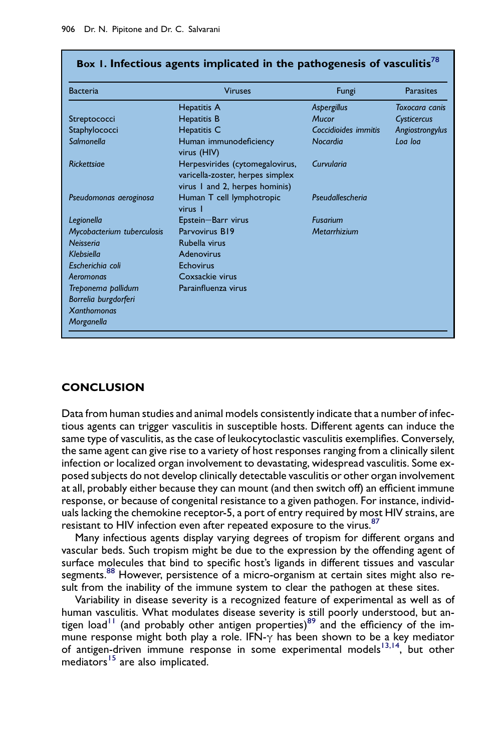**Box 1. Infectious agents implicated in the pathogenesis of vasculitis[78]**

| Bacteria | Viruses | Fungi | Parasites |
|---|---|---|---|
| | Hepatitis A | *Aspergillus* | *Toxocara canis* |
| Streptococci | Hepatitis B | *Mucor* | *Cysticercus* |
| Staphylococci | Hepatitis C | *Coccidioides immitis* | *Angiostrongylus* |
| *Salmonella* | Human immunodeficiency virus (HIV) | *Nocardia* | *Loa loa* |
| *Rickettsiae* | Herpesvirides (cytomegalovirus, varicella-zoster, herpes simplex virus 1 and 2, herpes hominis) | *Curvularia* | |
| *Pseudomonas aeroginosa* | Human T cell lymphotropic virus 1 | *Pseudallescheria* | |
| *Legionella* | Epstein–Barr virus | *Fusarium* | |
| *Mycobacterium tuberculosis* | Parvovirus B19 | *Metarrhizium* | |
| *Neisseria* | Rubella virus | | |
| *Klebsiella* | Adenovirus | | |
| *Escherichia coli* | Echovirus | | |
| *Aeromonas* | Coxsackie virus | | |
| *Treponema pallidum* | Parainfluenza virus | | |
| *Borrelia burgdorferi* | | | |
| *Xanthomonas* | | | |
| *Morganella* | | | |

## CONCLUSION

Data from human studies and animal models consistently indicate that a number of infectious agents can trigger vasculitis in susceptible hosts. Different agents can induce the same type of vasculitis, as the case of leukocytoclastic vasculitis exemplifies. Conversely, the same agent can give rise to a variety of host responses ranging from a clinically silent infection or localized organ involvement to devastating, widespread vasculitis. Some exposed subjects do not develop clinically detectable vasculitis or other organ involvement at all, probably either because they can mount (and then switch off) an efficient immune response, or because of congenital resistance to a given pathogen. For instance, individuals lacking the chemokine receptor-5, a port of entry required by most HIV strains, are resistant to HIV infection even after repeated exposure to the virus.[87]

Many infectious agents display varying degrees of tropism for different organs and vascular beds. Such tropism might be due to the expression by the offending agent of surface molecules that bind to specific host's ligands in different tissues and vascular segments.[88] However, persistence of a micro-organism at certain sites might also result from the inability of the immune system to clear the pathogen at these sites.

Variability in disease severity is a recognized feature of experimental as well as of human vasculitis. What modulates disease severity is still poorly understood, but antigen load[11] (and probably other antigen properties)[89] and the efficiency of the immune response might both play a role. IFN-$\gamma$ has been shown to be a key mediator of antigen-driven immune response in some experimental models[13,14], but other mediators[15] are also implicated.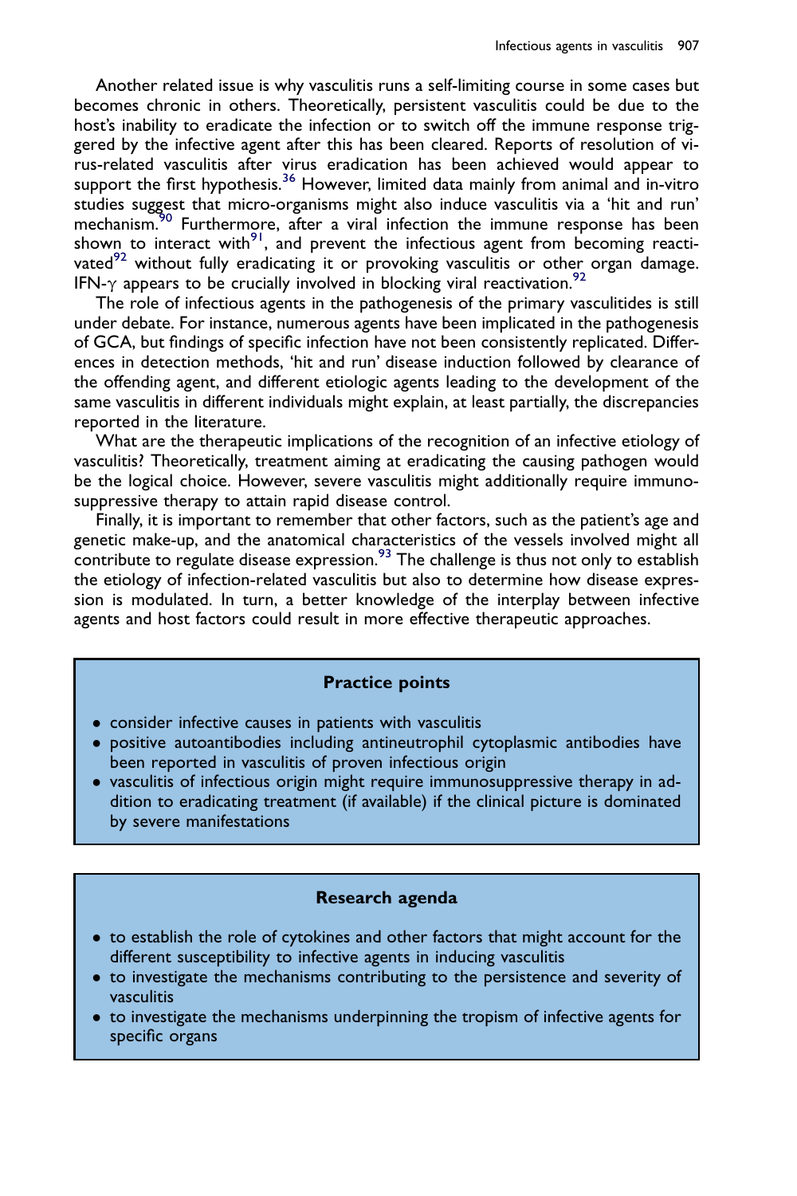Another related issue is why vasculitis runs a self-limiting course in some cases but becomes chronic in others. Theoretically, persistent vasculitis could be due to the host's inability to eradicate the infection or to switch off the immune response triggered by the infective agent after this has been cleared. Reports of resolution of virus-related vasculitis after virus eradication has been achieved would appear to support the first hypothesis.[36] However, limited data mainly from animal and in-vitro studies suggest that micro-organisms might also induce vasculitis via a 'hit and run' mechanism.[90] Furthermore, after a viral infection the immune response has been shown to interact with[91], and prevent the infectious agent from becoming reactivated[92] without fully eradicating it or provoking vasculitis or other organ damage. IFN-$\gamma$ appears to be crucially involved in blocking viral reactivation.[92]

The role of infectious agents in the pathogenesis of the primary vasculitides is still under debate. For instance, numerous agents have been implicated in the pathogenesis of GCA, but findings of specific infection have not been consistently replicated. Differences in detection methods, 'hit and run' disease induction followed by clearance of the offending agent, and different etiologic agents leading to the development of the same vasculitis in different individuals might explain, at least partially, the discrepancies reported in the literature.

What are the therapeutic implications of the recognition of an infective etiology of vasculitis? Theoretically, treatment aiming at eradicating the causing pathogen would be the logical choice. However, severe vasculitis might additionally require immunosuppressive therapy to attain rapid disease control.

Finally, it is important to remember that other factors, such as the patient's age and genetic make-up, and the anatomical characteristics of the vessels involved might all contribute to regulate disease expression.[93] The challenge is thus not only to establish the etiology of infection-related vasculitis but also to determine how disease expression is modulated. In turn, a better knowledge of the interplay between infective agents and host factors could result in more effective therapeutic approaches.

**Practice points**

- consider infective causes in patients with vasculitis
- positive autoantibodies including antineutrophil cytoplasmic antibodies have been reported in vasculitis of proven infectious origin
- vasculitis of infectious origin might require immunosuppressive therapy in addition to eradicating treatment (if available) if the clinical picture is dominated by severe manifestations

**Research agenda**

- to establish the role of cytokines and other factors that might account for the different susceptibility to infective agents in inducing vasculitis
- to investigate the mechanisms contributing to the persistence and severity of vasculitis
- to investigate the mechanisms underpinning the tropism of infective agents for specific organs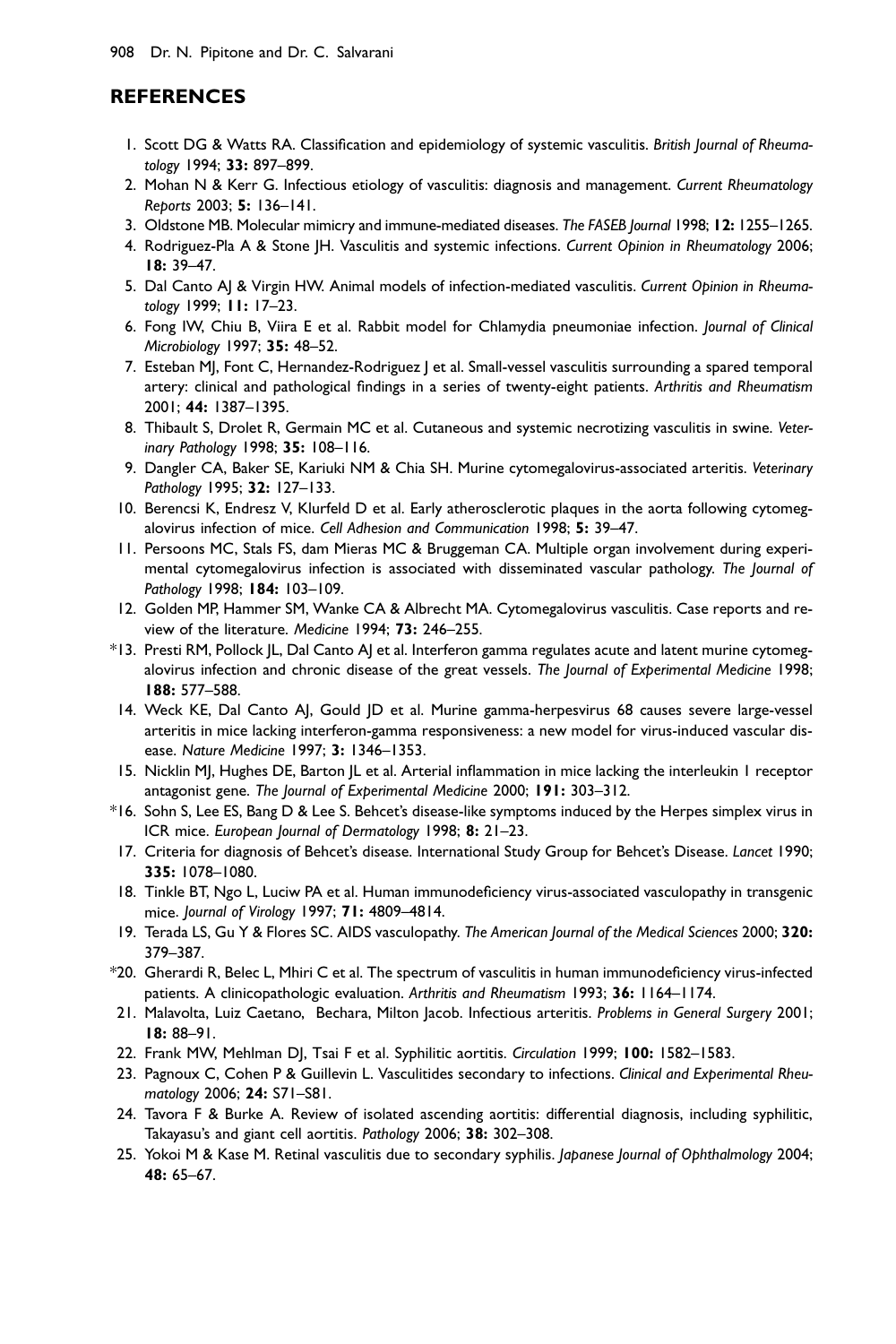## REFERENCES

1. Scott DG & Watts RA. Classification and epidemiology of systemic vasculitis. *British Journal of Rheumatology* 1994; **33:** 897–899.
2. Mohan N & Kerr G. Infectious etiology of vasculitis: diagnosis and management. *Current Rheumatology Reports* 2003; **5:** 136–141.
3. Oldstone MB. Molecular mimicry and immune-mediated diseases. *The FASEB Journal* 1998; **12:** 1255–1265.
4. Rodriguez-Pla A & Stone JH. Vasculitis and systemic infections. *Current Opinion in Rheumatology* 2006; **18:** 39–47.
5. Dal Canto AJ & Virgin HW. Animal models of infection-mediated vasculitis. *Current Opinion in Rheumatology* 1999; **11:** 17–23.
6. Fong IW, Chiu B, Viira E et al. Rabbit model for Chlamydia pneumoniae infection. *Journal of Clinical Microbiology* 1997; **35:** 48–52.
7. Esteban MJ, Font C, Hernandez-Rodriguez J et al. Small-vessel vasculitis surrounding a spared temporal artery: clinical and pathological findings in a series of twenty-eight patients. *Arthritis and Rheumatism* 2001; **44:** 1387–1395.
8. Thibault S, Drolet R, Germain MC et al. Cutaneous and systemic necrotizing vasculitis in swine. *Veterinary Pathology* 1998; **35:** 108–116.
9. Dangler CA, Baker SE, Kariuki NM & Chia SH. Murine cytomegalovirus-associated arteritis. *Veterinary Pathology* 1995; **32:** 127–133.
10. Berencsi K, Endresz V, Klurfeld D et al. Early atherosclerotic plaques in the aorta following cytomegalovirus infection of mice. *Cell Adhesion and Communication* 1998; **5:** 39–47.
11. Persoons MC, Stals FS, dam Mieras MC & Bruggeman CA. Multiple organ involvement during experimental cytomegalovirus infection is associated with disseminated vascular pathology. *The Journal of Pathology* 1998; **184:** 103–109.
12. Golden MP, Hammer SM, Wanke CA & Albrecht MA. Cytomegalovirus vasculitis. Case reports and review of the literature. *Medicine* 1994; **73:** 246–255.
13. *Presti RM, Pollock JL, Dal Canto AJ et al. Interferon gamma regulates acute and latent murine cytomegalovirus infection and chronic disease of the great vessels. *The Journal of Experimental Medicine* 1998; **188:** 577–588.
14. Weck KE, Dal Canto AJ, Gould JD et al. Murine gamma-herpesvirus 68 causes severe large-vessel arteritis in mice lacking interferon-gamma responsiveness: a new model for virus-induced vascular disease. *Nature Medicine* 1997; **3:** 1346–1353.
15. Nicklin MJ, Hughes DE, Barton JL et al. Arterial inflammation in mice lacking the interleukin 1 receptor antagonist gene. *The Journal of Experimental Medicine* 2000; **191:** 303–312.
16. *Sohn S, Lee ES, Bang D & Lee S. Behcet's disease-like symptoms induced by the Herpes simplex virus in ICR mice. *European Journal of Dermatology* 1998; **8:** 21–23.
17. Criteria for diagnosis of Behcet's disease. International Study Group for Behcet's Disease. *Lancet* 1990; **335:** 1078–1080.
18. Tinkle BT, Ngo L, Luciw PA et al. Human immunodeficiency virus-associated vasculopathy in transgenic mice. *Journal of Virology* 1997; **71:** 4809–4814.
19. Terada LS, Gu Y & Flores SC. AIDS vasculopathy. *The American Journal of the Medical Sciences* 2000; **320:** 379–387.
20. *Gherardi R, Belec L, Mhiri C et al. The spectrum of vasculitis in human immunodeficiency virus-infected patients. A clinicopathologic evaluation. *Arthritis and Rheumatism* 1993; **36:** 1164–1174.
21. Malavolta, Luiz Caetano, Bechara, Milton Jacob. Infectious arteritis. *Problems in General Surgery* 2001; **18:** 88–91.
22. Frank MW, Mehlman DJ, Tsai F et al. Syphilitic aortitis. *Circulation* 1999; **100:** 1582–1583.
23. Pagnoux C, Cohen P & Guillevin L. Vasculitides secondary to infections. *Clinical and Experimental Rheumatology* 2006; **24:** S71–S81.
24. Tavora F & Burke A. Review of isolated ascending aortitis: differential diagnosis, including syphilitic, Takayasu's and giant cell aortitis. *Pathology* 2006; **38:** 302–308.
25. Yokoi M & Kase M. Retinal vasculitis due to secondary syphilis. *Japanese Journal of Ophthalmology* 2004; **48:** 65–67.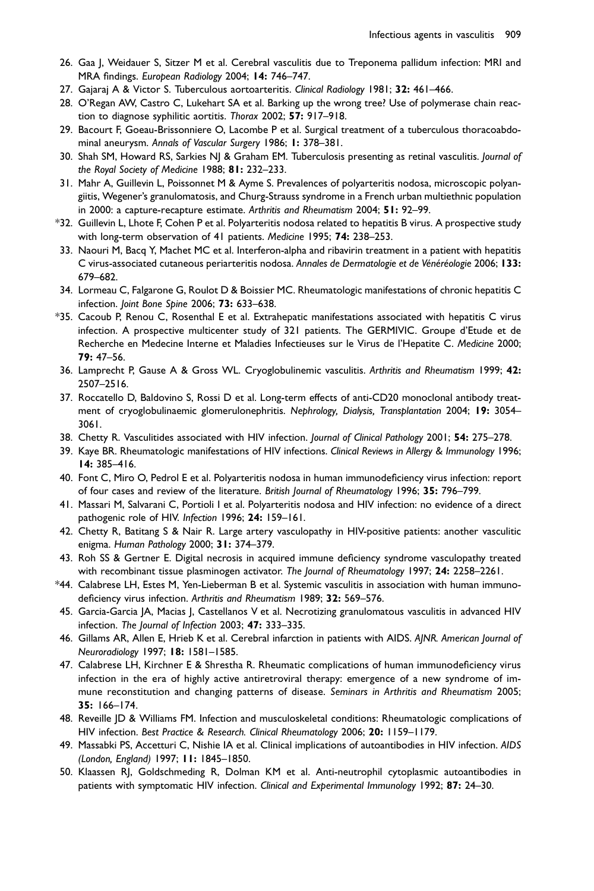26. Gaa J, Weidauer S, Sitzer M et al. Cerebral vasculitis due to Treponema pallidum infection: MRI and MRA findings. *European Radiology* 2004; **14:** 746–747.
27. Gajaraj A & Victor S. Tuberculous aortoarteritis. *Clinical Radiology* 1981; **32:** 461–466.
28. O'Regan AW, Castro C, Lukehart SA et al. Barking up the wrong tree? Use of polymerase chain reaction to diagnose syphilitic aortitis. *Thorax* 2002; **57:** 917–918.
29. Bacourt F, Goeau-Brissonniere O, Lacombe P et al. Surgical treatment of a tuberculous thoracoabdominal aneurysm. *Annals of Vascular Surgery* 1986; **1:** 378–381.
30. Shah SM, Howard RS, Sarkies NJ & Graham EM. Tuberculosis presenting as retinal vasculitis. *Journal of the Royal Society of Medicine* 1988; **81:** 232–233.
31. Mahr A, Guillevin L, Poissonnet M & Ayme S. Prevalences of polyarteritis nodosa, microscopic polyangiitis, Wegener's granulomatosis, and Churg-Strauss syndrome in a French urban multiethnic population in 2000: a capture-recapture estimate. *Arthritis and Rheumatism* 2004; **51:** 92–99.
*32. Guillevin L, Lhote F, Cohen P et al. Polyarteritis nodosa related to hepatitis B virus. A prospective study with long-term observation of 41 patients. *Medicine* 1995; **74:** 238–253.
33. Naouri M, Bacq Y, Machet MC et al. Interferon-alpha and ribavirin treatment in a patient with hepatitis C virus-associated cutaneous periarteritis nodosa. *Annales de Dermatologie et de Vénéréologie* 2006; **133:** 679–682.
34. Lormeau C, Falgarone G, Roulot D & Boissier MC. Rheumatologic manifestations of chronic hepatitis C infection. *Joint Bone Spine* 2006; **73:** 633–638.
*35. Cacoub P, Renou C, Rosenthal E et al. Extrahepatic manifestations associated with hepatitis C virus infection. A prospective multicenter study of 321 patients. The GERMIVIC. Groupe d'Etude et de Recherche en Medecine Interne et Maladies Infectieuses sur le Virus de l'Hepatite C. *Medicine* 2000; **79:** 47–56.
36. Lamprecht P, Gause A & Gross WL. Cryoglobulinemic vasculitis. *Arthritis and Rheumatism* 1999; **42:** 2507–2516.
37. Roccatello D, Baldovino S, Rossi D et al. Long-term effects of anti-CD20 monoclonal antibody treatment of cryoglobulinaemic glomerulonephritis. *Nephrology, Dialysis, Transplantation* 2004; **19:** 3054–3061.
38. Chetty R. Vasculitides associated with HIV infection. *Journal of Clinical Pathology* 2001; **54:** 275–278.
39. Kaye BR. Rheumatologic manifestations of HIV infections. *Clinical Reviews in Allergy & Immunology* 1996; **14:** 385–416.
40. Font C, Miro O, Pedrol E et al. Polyarteritis nodosa in human immunodeficiency virus infection: report of four cases and review of the literature. *British Journal of Rheumatology* 1996; **35:** 796–799.
41. Massari M, Salvarani C, Portioli I et al. Polyarteritis nodosa and HIV infection: no evidence of a direct pathogenic role of HIV. *Infection* 1996; **24:** 159–161.
42. Chetty R, Batitang S & Nair R. Large artery vasculopathy in HIV-positive patients: another vasculitic enigma. *Human Pathology* 2000; **31:** 374–379.
43. Roh SS & Gertner E. Digital necrosis in acquired immune deficiency syndrome vasculopathy treated with recombinant tissue plasminogen activator. *The Journal of Rheumatology* 1997; **24:** 2258–2261.
*44. Calabrese LH, Estes M, Yen-Lieberman B et al. Systemic vasculitis in association with human immunodeficiency virus infection. *Arthritis and Rheumatism* 1989; **32:** 569–576.
45. Garcia-Garcia JA, Macias J, Castellanos V et al. Necrotizing granulomatous vasculitis in advanced HIV infection. *The Journal of Infection* 2003; **47:** 333–335.
46. Gillams AR, Allen E, Hrieb K et al. Cerebral infarction in patients with AIDS. *AJNR. American Journal of Neuroradiology* 1997; **18:** 1581–1585.
47. Calabrese LH, Kirchner E & Shrestha R. Rheumatic complications of human immunodeficiency virus infection in the era of highly active antiretroviral therapy: emergence of a new syndrome of immune reconstitution and changing patterns of disease. *Seminars in Arthritis and Rheumatism* 2005; **35:** 166–174.
48. Reveille JD & Williams FM. Infection and musculoskeletal conditions: Rheumatologic complications of HIV infection. *Best Practice & Research. Clinical Rheumatology* 2006; **20:** 1159–1179.
49. Massabki PS, Accetturi C, Nishie IA et al. Clinical implications of autoantibodies in HIV infection. *AIDS (London, England)* 1997; **11:** 1845–1850.
50. Klaassen RJ, Goldschmeding R, Dolman KM et al. Anti-neutrophil cytoplasmic autoantibodies in patients with symptomatic HIV infection. *Clinical and Experimental Immunology* 1992; **87:** 24–30.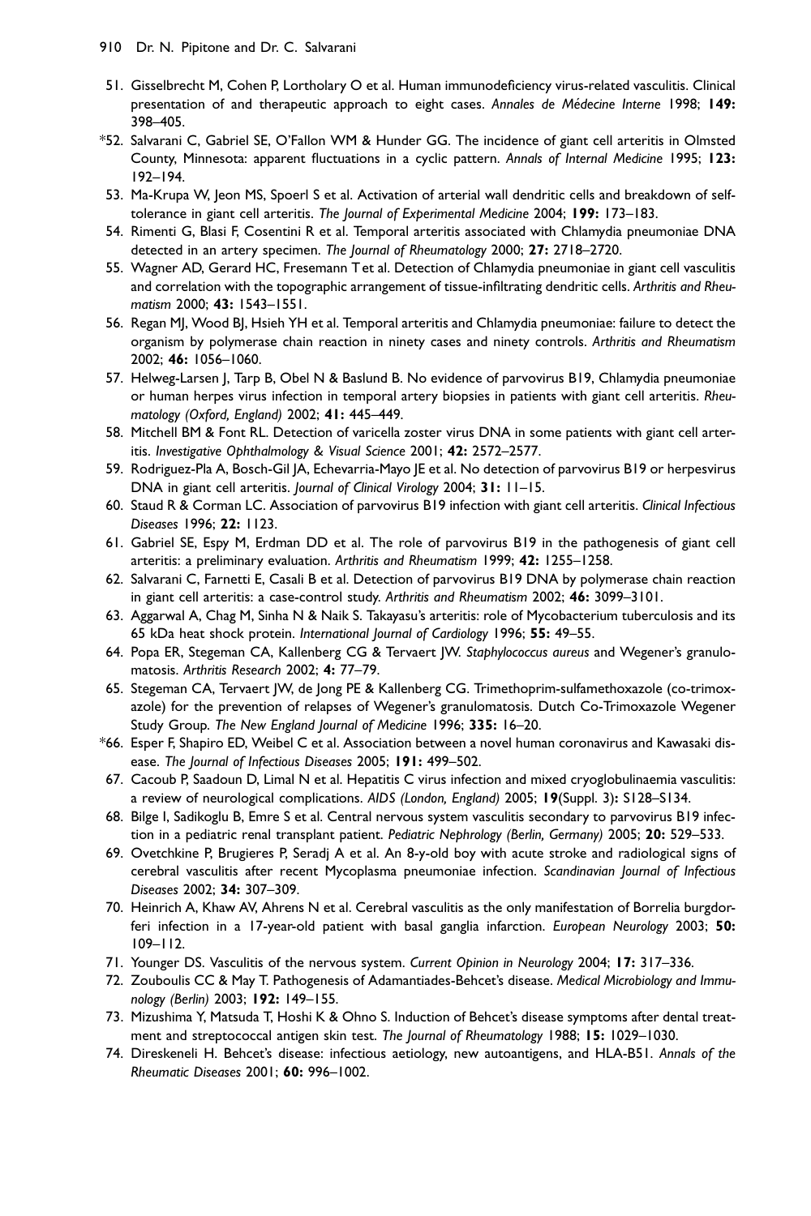51. Gisselbrecht M, Cohen P, Lortholary O et al. Human immunodeficiency virus-related vasculitis. Clinical presentation of and therapeutic approach to eight cases. *Annales de Médecine Interne* 1998; **149:** 398–405.
*52. Salvarani C, Gabriel SE, O'Fallon WM & Hunder GG. The incidence of giant cell arteritis in Olmsted County, Minnesota: apparent fluctuations in a cyclic pattern. *Annals of Internal Medicine* 1995; **123:** 192–194.
53. Ma-Krupa W, Jeon MS, Spoerl S et al. Activation of arterial wall dendritic cells and breakdown of self-tolerance in giant cell arteritis. *The Journal of Experimental Medicine* 2004; **199:** 173–183.
54. Rimenti G, Blasi F, Cosentini R et al. Temporal arteritis associated with Chlamydia pneumoniae DNA detected in an artery specimen. *The Journal of Rheumatology* 2000; **27:** 2718–2720.
55. Wagner AD, Gerard HC, Fresemann T et al. Detection of Chlamydia pneumoniae in giant cell vasculitis and correlation with the topographic arrangement of tissue-infiltrating dendritic cells. *Arthritis and Rheumatism* 2000; **43:** 1543–1551.
56. Regan MJ, Wood BJ, Hsieh YH et al. Temporal arteritis and Chlamydia pneumoniae: failure to detect the organism by polymerase chain reaction in ninety cases and ninety controls. *Arthritis and Rheumatism* 2002; **46:** 1056–1060.
57. Helweg-Larsen J, Tarp B, Obel N & Baslund B. No evidence of parvovirus B19, Chlamydia pneumoniae or human herpes virus infection in temporal artery biopsies in patients with giant cell arteritis. *Rheumatology (Oxford, England)* 2002; **41:** 445–449.
58. Mitchell BM & Font RL. Detection of varicella zoster virus DNA in some patients with giant cell arteritis. *Investigative Ophthalmology & Visual Science* 2001; **42:** 2572–2577.
59. Rodriguez-Pla A, Bosch-Gil JA, Echevarria-Mayo JE et al. No detection of parvovirus B19 or herpesvirus DNA in giant cell arteritis. *Journal of Clinical Virology* 2004; **31:** 11–15.
60. Staud R & Corman LC. Association of parvovirus B19 infection with giant cell arteritis. *Clinical Infectious Diseases* 1996; **22:** 1123.
61. Gabriel SE, Espy M, Erdman DD et al. The role of parvovirus B19 in the pathogenesis of giant cell arteritis: a preliminary evaluation. *Arthritis and Rheumatism* 1999; **42:** 1255–1258.
62. Salvarani C, Farnetti E, Casali B et al. Detection of parvovirus B19 DNA by polymerase chain reaction in giant cell arteritis: a case-control study. *Arthritis and Rheumatism* 2002; **46:** 3099–3101.
63. Aggarwal A, Chag M, Sinha N & Naik S. Takayasu's arteritis: role of Mycobacterium tuberculosis and its 65 kDa heat shock protein. *International Journal of Cardiology* 1996; **55:** 49–55.
64. Popa ER, Stegeman CA, Kallenberg CG & Tervaert JW. *Staphylococcus aureus* and Wegener's granulomatosis. *Arthritis Research* 2002; **4:** 77–79.
65. Stegeman CA, Tervaert JW, de Jong PE & Kallenberg CG. Trimethoprim-sulfamethoxazole (co-trimoxazole) for the prevention of relapses of Wegener's granulomatosis. Dutch Co-Trimoxazole Wegener Study Group. *The New England Journal of Medicine* 1996; **335:** 16–20.
*66. Esper F, Shapiro ED, Weibel C et al. Association between a novel human coronavirus and Kawasaki disease. *The Journal of Infectious Diseases* 2005; **191:** 499–502.
67. Cacoub P, Saadoun D, Limal N et al. Hepatitis C virus infection and mixed cryoglobulinaemia vasculitis: a review of neurological complications. *AIDS (London, England)* 2005; **19**(Suppl. 3)**:** S128–S134.
68. Bilge I, Sadikoglu B, Emre S et al. Central nervous system vasculitis secondary to parvovirus B19 infection in a pediatric renal transplant patient. *Pediatric Nephrology (Berlin, Germany)* 2005; **20:** 529–533.
69. Ovetchkine P, Brugieres P, Seradj A et al. An 8-y-old boy with acute stroke and radiological signs of cerebral vasculitis after recent Mycoplasma pneumoniae infection. *Scandinavian Journal of Infectious Diseases* 2002; **34:** 307–309.
70. Heinrich A, Khaw AV, Ahrens N et al. Cerebral vasculitis as the only manifestation of Borrelia burgdorferi infection in a 17-year-old patient with basal ganglia infarction. *European Neurology* 2003; **50:** 109–112.
71. Younger DS. Vasculitis of the nervous system. *Current Opinion in Neurology* 2004; **17:** 317–336.
72. Zouboulis CC & May T. Pathogenesis of Adamantiades-Behcet's disease. *Medical Microbiology and Immunology (Berlin)* 2003; **192:** 149–155.
73. Mizushima Y, Matsuda T, Hoshi K & Ohno S. Induction of Behcet's disease symptoms after dental treatment and streptococcal antigen skin test. *The Journal of Rheumatology* 1988; **15:** 1029–1030.
74. Direskeneli H. Behcet's disease: infectious aetiology, new autoantigens, and HLA-B51. *Annals of the Rheumatic Diseases* 2001; **60:** 996–1002.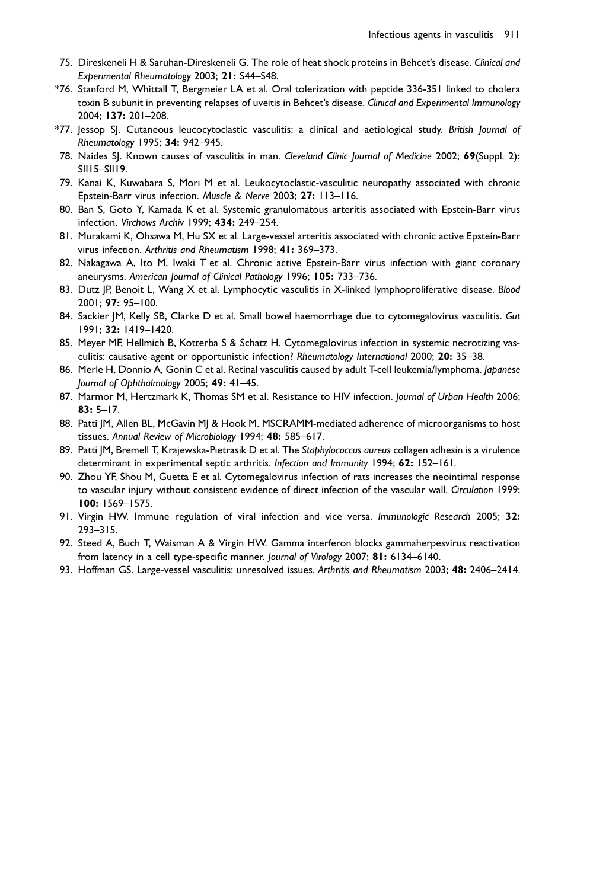75. Direskeneli H & Saruhan-Direskeneli G. The role of heat shock proteins in Behcet's disease. *Clinical and Experimental Rheumatology* 2003; **21:** S44–S48.
*76. Stanford M, Whittall T, Bergmeier LA et al. Oral tolerization with peptide 336-351 linked to cholera toxin B subunit in preventing relapses of uveitis in Behcet's disease. *Clinical and Experimental Immunology* 2004; **137:** 201–208.
*77. Jessop SJ. Cutaneous leucocytoclastic vasculitis: a clinical and aetiological study. *British Journal of Rheumatology* 1995; **34:** 942–945.
78. Naides SJ. Known causes of vasculitis in man. *Cleveland Clinic Journal of Medicine* 2002; **69**(Suppl. 2)**:** SII15–SII19.
79. Kanai K, Kuwabara S, Mori M et al. Leukocytoclastic-vasculitic neuropathy associated with chronic Epstein-Barr virus infection. *Muscle & Nerve* 2003; **27:** 113–116.
80. Ban S, Goto Y, Kamada K et al. Systemic granulomatous arteritis associated with Epstein-Barr virus infection. *Virchows Archiv* 1999; **434:** 249–254.
81. Murakami K, Ohsawa M, Hu SX et al. Large-vessel arteritis associated with chronic active Epstein-Barr virus infection. *Arthritis and Rheumatism* 1998; **41:** 369–373.
82. Nakagawa A, Ito M, Iwaki T et al. Chronic active Epstein-Barr virus infection with giant coronary aneurysms. *American Journal of Clinical Pathology* 1996; **105:** 733–736.
83. Dutz JP, Benoit L, Wang X et al. Lymphocytic vasculitis in X-linked lymphoproliferative disease. *Blood* 2001; **97:** 95–100.
84. Sackier JM, Kelly SB, Clarke D et al. Small bowel haemorrhage due to cytomegalovirus vasculitis. *Gut* 1991; **32:** 1419–1420.
85. Meyer MF, Hellmich B, Kotterba S & Schatz H. Cytomegalovirus infection in systemic necrotizing vasculitis: causative agent or opportunistic infection? *Rheumatology International* 2000; **20:** 35–38.
86. Merle H, Donnio A, Gonin C et al. Retinal vasculitis caused by adult T-cell leukemia/lymphoma. *Japanese Journal of Ophthalmology* 2005; **49:** 41–45.
87. Marmor M, Hertzmark K, Thomas SM et al. Resistance to HIV infection. *Journal of Urban Health* 2006; **83:** 5–17.
88. Patti JM, Allen BL, McGavin MJ & Hook M. MSCRAMM-mediated adherence of microorganisms to host tissues. *Annual Review of Microbiology* 1994; **48:** 585–617.
89. Patti JM, Bremell T, Krajewska-Pietrasik D et al. The *Staphylococcus aureus* collagen adhesin is a virulence determinant in experimental septic arthritis. *Infection and Immunity* 1994; **62:** 152–161.
90. Zhou YF, Shou M, Guetta E et al. Cytomegalovirus infection of rats increases the neointimal response to vascular injury without consistent evidence of direct infection of the vascular wall. *Circulation* 1999; **100:** 1569–1575.
91. Virgin HW. Immune regulation of viral infection and vice versa. *Immunologic Research* 2005; **32:** 293–315.
92. Steed A, Buch T, Waisman A & Virgin HW. Gamma interferon blocks gammaherpesvirus reactivation from latency in a cell type-specific manner. *Journal of Virology* 2007; **81:** 6134–6140.
93. Hoffman GS. Large-vessel vasculitis: unresolved issues. *Arthritis and Rheumatism* 2003; **48:** 2406–2414.